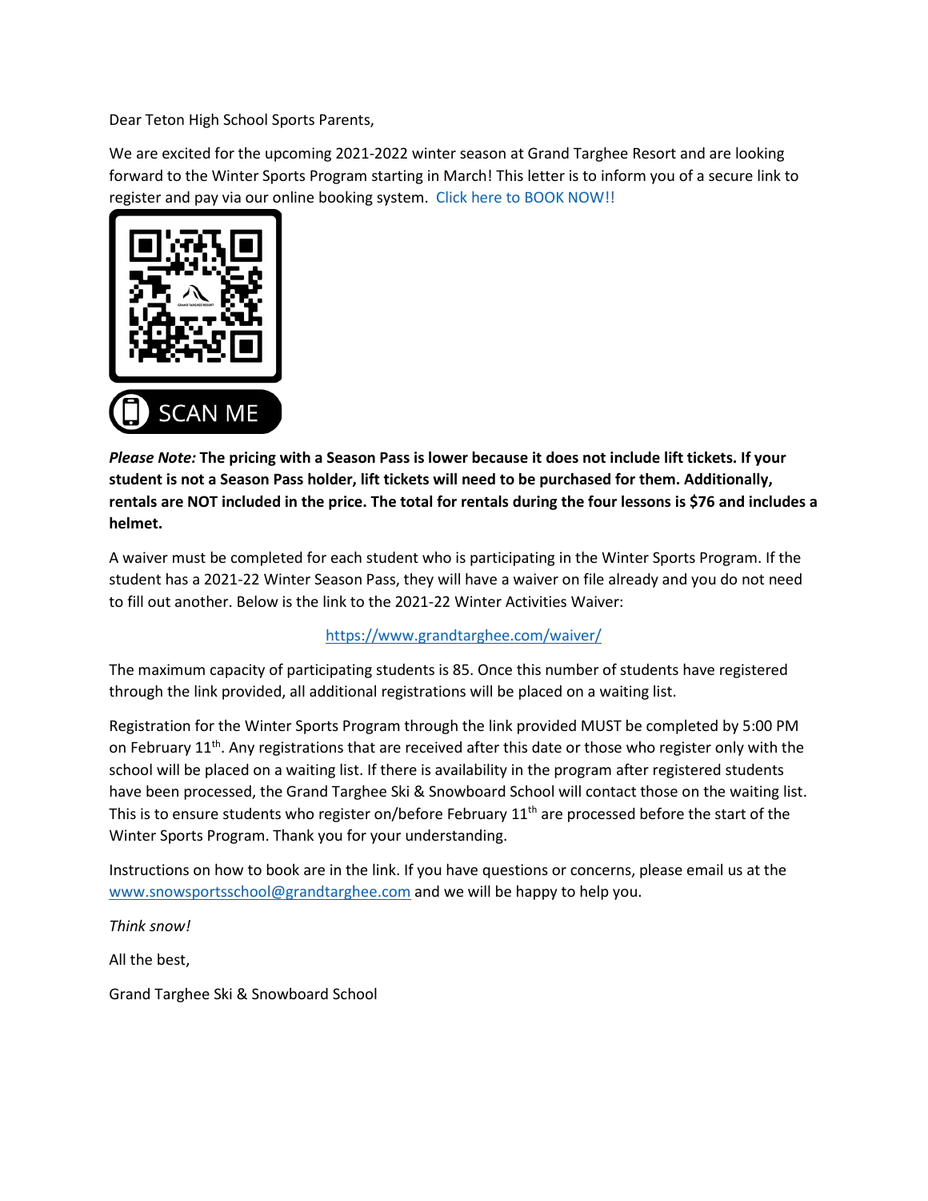Dear Teton High School Sports Parents,

We are excited for the upcoming 2021-2022 winter season at Grand Targhee Resort and are looking forward to the Winter Sports Program starting in March! This letter is to inform you of a secure link to register and pay via our online booking system. Click here to BOOK NOW!!

SCAN ME

***Please Note:*** **The pricing with a Season Pass is lower because it does not include lift tickets. If your student is not a Season Pass holder, lift tickets will need to be purchased for them. Additionally, rentals are NOT included in the price. The total for rentals during the four lessons is $76 and includes a helmet.**

A waiver must be completed for each student who is participating in the Winter Sports Program. If the student has a 2021-22 Winter Season Pass, they will have a waiver on file already and you do not need to fill out another. Below is the link to the 2021-22 Winter Activities Waiver:

https://www.grandtarghee.com/waiver/

The maximum capacity of participating students is 85. Once this number of students have registered through the link provided, all additional registrations will be placed on a waiting list.

Registration for the Winter Sports Program through the link provided MUST be completed by 5:00 PM on February 11th. Any registrations that are received after this date or those who register only with the school will be placed on a waiting list. If there is availability in the program after registered students have been processed, the Grand Targhee Ski & Snowboard School will contact those on the waiting list. This is to ensure students who register on/before February 11th are processed before the start of the Winter Sports Program. Thank you for your understanding.

Instructions on how to book are in the link. If you have questions or concerns, please email us at the www.snowsportsschool@grandtarghee.com and we will be happy to help you.

*Think snow!*

All the best,

Grand Targhee Ski & Snowboard School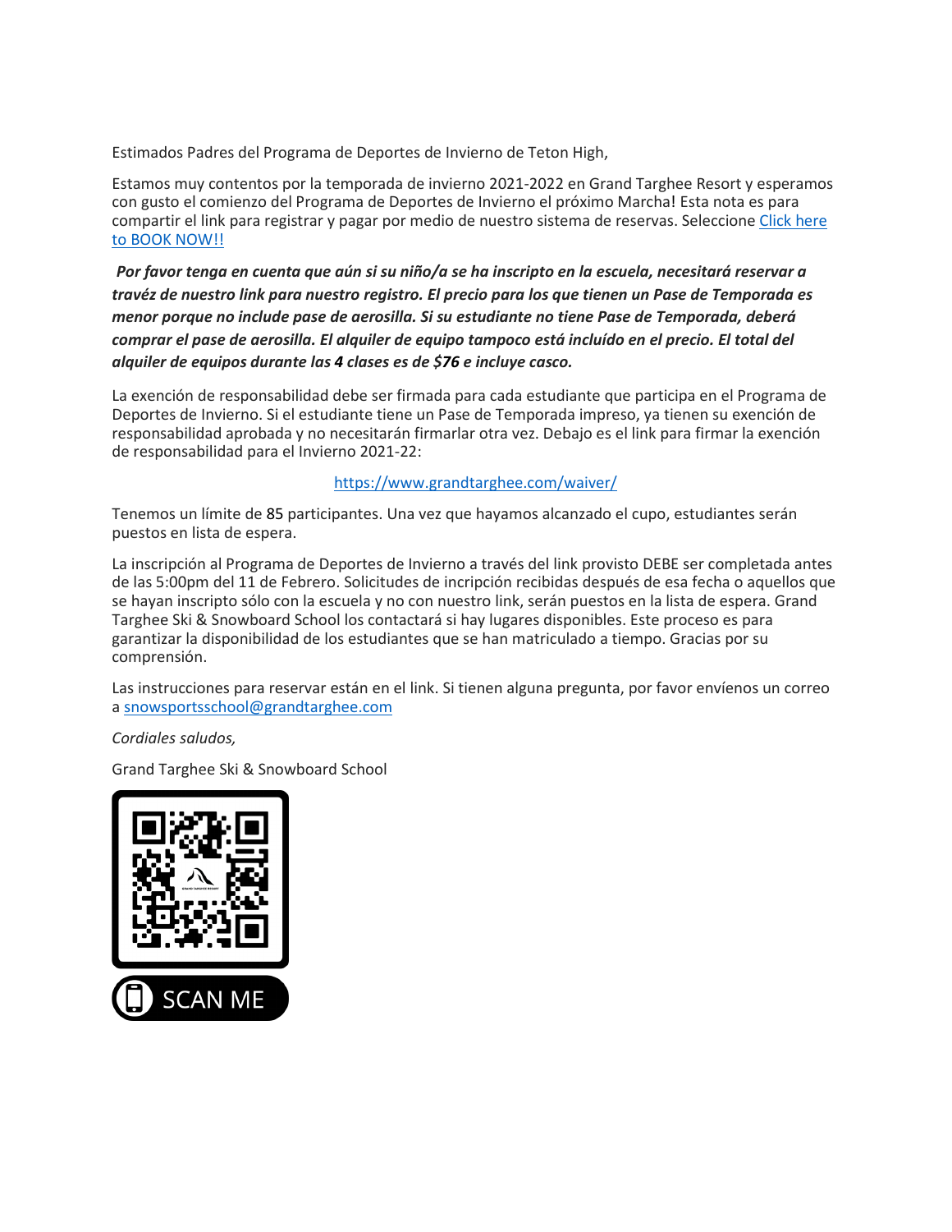Estimados Padres del Programa de Deportes de Invierno de Teton High,

Estamos muy contentos por la temporada de invierno 2021-2022 en Grand Targhee Resort y esperamos con gusto el comienzo del Programa de Deportes de Invierno el próximo Marcha! Esta nota es para compartir el link para registrar y pagar por medio de nuestro sistema de reservas. Seleccione [Click here to BOOK NOW!!]

***Por favor tenga en cuenta que aún si su niño/a se ha inscripto en la escuela, necesitará reservar a travéz de nuestro link para nuestro registro. El precio para los que tienen un Pase de Temporada es menor porque no include pase de aerosilla. Si su estudiante no tiene Pase de Temporada, deberá comprar el pase de aerosilla. El alquiler de equipo tampoco está incluído en el precio. El total del alquiler de equipos durante las 4 clases es de $76 e incluye casco.***

La exención de responsabilidad debe ser firmada para cada estudiante que participa en el Programa de Deportes de Invierno. Si el estudiante tiene un Pase de Temporada impreso, ya tienen su exención de responsabilidad aprobada y no necesitarán firmarlar otra vez. Debajo es el link para firmar la exención de responsabilidad para el Invierno 2021-22:

https://www.grandtarghee.com/waiver/

Tenemos un límite de 85 participantes. Una vez que hayamos alcanzado el cupo, estudiantes serán puestos en lista de espera.

La inscripción al Programa de Deportes de Invierno a través del link provisto DEBE ser completada antes de las 5:00pm del 11 de Febrero. Solicitudes de incripción recibidas después de esa fecha o aquellos que se hayan inscripto sólo con la escuela y no con nuestro link, serán puestos en la lista de espera. Grand Targhee Ski & Snowboard School los contactará si hay lugares disponibles. Este proceso es para garantizar la disponibilidad de los estudiantes que se han matriculado a tiempo. Gracias por su comprensión.

Las instrucciones para reservar están en el link. Si tienen alguna pregunta, por favor envíenos un correo a snowsportsschool@grandtarghee.com

*Cordiales saludos,*

Grand Targhee Ski & Snowboard School

SCAN ME